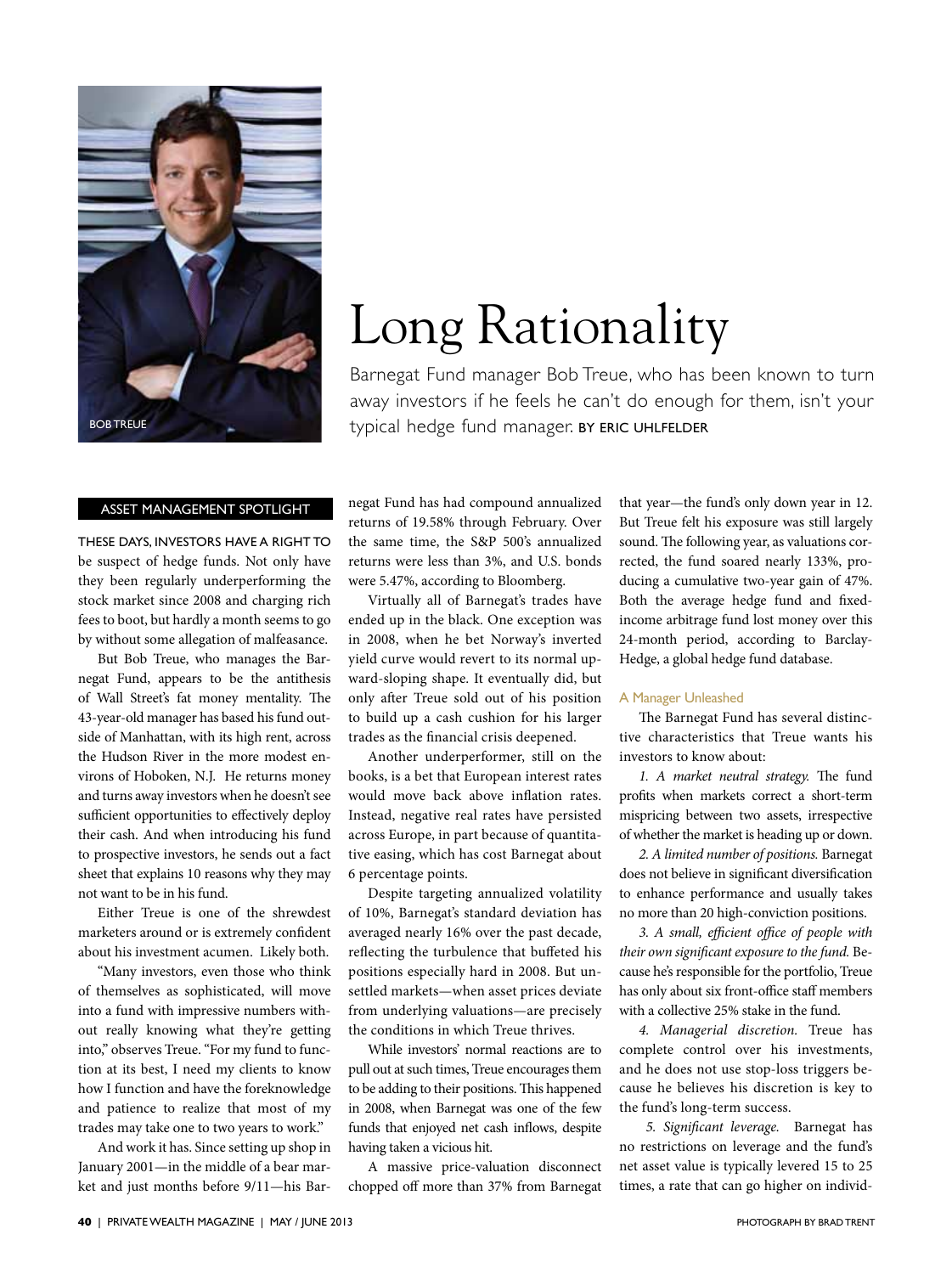BOB TREUE

# Long Rationality

Barnegat Fund manager Bob Treue, who has been known to turn away investors if he feels he can't do enough for them, isn't your typical hedge fund manager. BY ERIC UHLFELDER

ASSET MANAGEMENT SPOTLIGHT

THESE DAYS, INVESTORS HAVE A RIGHT TO be suspect of hedge funds. Not only have they been regularly underperforming the stock market since 2008 and charging rich fees to boot, but hardly a month seems to go by without some allegation of malfeasance.

But Bob Treue, who manages the Barnegat Fund, appears to be the antithesis of Wall Street's fat money mentality. The 43-year-old manager has based his fund outside of Manhattan, with its high rent, across the Hudson River in the more modest environs of Hoboken, N.J. He returns money and turns away investors when he doesn't see sufficient opportunities to effectively deploy their cash. And when introducing his fund to prospective investors, he sends out a fact sheet that explains 10 reasons why they may not want to be in his fund.

Either Treue is one of the shrewdest marketers around or is extremely confident about his investment acumen. Likely both.

"Many investors, even those who think of themselves as sophisticated, will move into a fund with impressive numbers without really knowing what they're getting into," observes Treue. "For my fund to function at its best, I need my clients to know how I function and have the foreknowledge and patience to realize that most of my trades may take one to two years to work."

And work it has. Since setting up shop in January 2001—in the middle of a bear market and just months before 9/11—his Barnegat Fund has had compound annualized returns of 19.58% through February. Over the same time, the S&P 500's annualized returns were less than 3%, and U.S. bonds were 5.47%, according to Bloomberg.

Virtually all of Barnegat's trades have ended up in the black. One exception was in 2008, when he bet Norway's inverted yield curve would revert to its normal upward-sloping shape. It eventually did, but only after Treue sold out of his position to build up a cash cushion for his larger trades as the financial crisis deepened.

Another underperformer, still on the books, is a bet that European interest rates would move back above inflation rates. Instead, negative real rates have persisted across Europe, in part because of quantitative easing, which has cost Barnegat about 6 percentage points.

Despite targeting annualized volatility of 10%, Barnegat's standard deviation has averaged nearly 16% over the past decade, reflecting the turbulence that buffeted his positions especially hard in 2008. But unsettled markets—when asset prices deviate from underlying valuations—are precisely the conditions in which Treue thrives.

While investors' normal reactions are to pull out at such times, Treue encourages them to be adding to their positions. This happened in 2008, when Barnegat was one of the few funds that enjoyed net cash inflows, despite having taken a vicious hit.

A massive price-valuation disconnect chopped off more than 37% from Barnegat that year—the fund's only down year in 12. But Treue felt his exposure was still largely sound. The following year, as valuations corrected, the fund soared nearly 133%, producing a cumulative two-year gain of 47%. Both the average hedge fund and fixed-income arbitrage fund lost money over this 24-month period, according to BarclayHedge, a global hedge fund database.

## A Manager Unleashed

The Barnegat Fund has several distinctive characteristics that Treue wants his investors to know about:

*1. A market neutral strategy.* The fund profits when markets correct a short-term mispricing between two assets, irrespective of whether the market is heading up or down.

*2. A limited number of positions.* Barnegat does not believe in significant diversification to enhance performance and usually takes no more than 20 high-conviction positions.

*3. A small, efficient office of people with their own significant exposure to the fund.* Because he's responsible for the portfolio, Treue has only about six front-office staff members with a collective 25% stake in the fund.

*4. Managerial discretion.* Treue has complete control over his investments, and he does not use stop-loss triggers because he believes his discretion is key to the fund's long-term success.

*5. Significant leverage.* Barnegat has no restrictions on leverage and the fund's net asset value is typically levered 15 to 25 times, a rate that can go higher on individ-

PHOTOGRAPH BY BRAD TRENT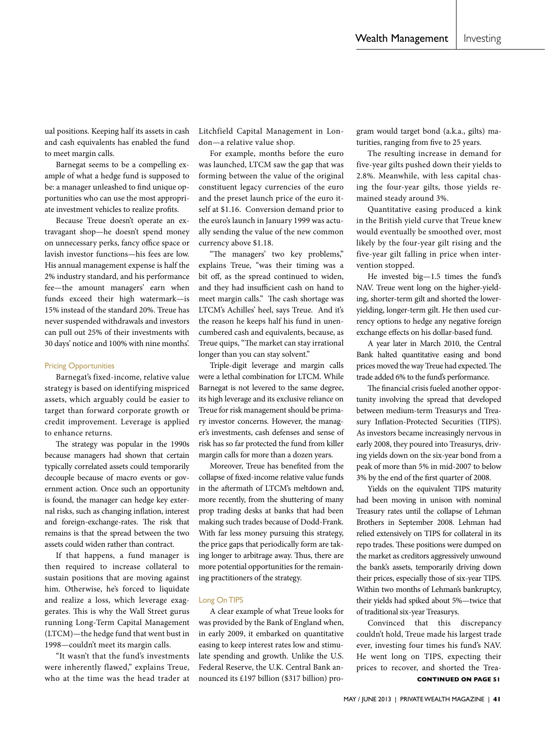ual positions. Keeping half its assets in cash and cash equivalents has enabled the fund to meet margin calls.

Barnegat seems to be a compelling example of what a hedge fund is supposed to be: a manager unleashed to find unique opportunities who can use the most appropriate investment vehicles to realize profits.

Because Treue doesn't operate an extravagant shop—he doesn't spend money on unnecessary perks, fancy office space or lavish investor functions—his fees are low. His annual management expense is half the 2% industry standard, and his performance fee—the amount managers' earn when funds exceed their high watermark—is 15% instead of the standard 20%. Treue has never suspended withdrawals and investors can pull out 25% of their investments with 30 days' notice and 100% with nine months'.

## Pricing Opportunities

Barnegat's fixed-income, relative value strategy is based on identifying mispriced assets, which arguably could be easier to target than forward corporate growth or credit improvement. Leverage is applied to enhance returns.

The strategy was popular in the 1990s because managers had shown that certain typically correlated assets could temporarily decouple because of macro events or government action. Once such an opportunity is found, the manager can hedge key external risks, such as changing inflation, interest and foreign-exchange-rates. The risk that remains is that the spread between the two assets could widen rather than contract.

If that happens, a fund manager is then required to increase collateral to sustain positions that are moving against him. Otherwise, he's forced to liquidate and realize a loss, which leverage exaggerates. This is why the Wall Street gurus running Long-Term Capital Management (LTCM)—the hedge fund that went bust in 1998—couldn't meet its margin calls.

"It wasn't that the fund's investments were inherently flawed," explains Treue, who at the time was the head trader at Litchfield Capital Management in London—a relative value shop.

For example, months before the euro was launched, LTCM saw the gap that was forming between the value of the original constituent legacy currencies of the euro and the preset launch price of the euro itself at $1.16. Conversion demand prior to the euro's launch in January 1999 was actually sending the value of the new common currency above $1.18.

"The managers' two key problems," explains Treue, "was their timing was a bit off, as the spread continued to widen, and they had insufficient cash on hand to meet margin calls." The cash shortage was LTCM's Achilles' heel, says Treue. And it's the reason he keeps half his fund in unencumbered cash and equivalents, because, as Treue quips, "The market can stay irrational longer than you can stay solvent."

Triple-digit leverage and margin calls were a lethal combination for LTCM. While Barnegat is not levered to the same degree, its high leverage and its exclusive reliance on Treue for risk management should be primary investor concerns. However, the manager's investments, cash defenses and sense of risk has so far protected the fund from killer margin calls for more than a dozen years.

Moreover, Treue has benefited from the collapse of fixed-income relative value funds in the aftermath of LTCM's meltdown and, more recently, from the shuttering of many prop trading desks at banks that had been making such trades because of Dodd-Frank. With far less money pursuing this strategy, the price gaps that periodically form are taking longer to arbitrage away. Thus, there are more potential opportunities for the remaining practitioners of the strategy.

## Long On TIPS

A clear example of what Treue looks for was provided by the Bank of England when, in early 2009, it embarked on quantitative easing to keep interest rates low and stimulate spending and growth. Unlike the U.S. Federal Reserve, the U.K. Central Bank announced its £197 billion ($317 billion) program would target bond (a.k.a., gilts) maturities, ranging from five to 25 years.

The resulting increase in demand for five-year gilts pushed down their yields to 2.8%. Meanwhile, with less capital chasing the four-year gilts, those yields remained steady around 3%.

Quantitative easing produced a kink in the British yield curve that Treue knew would eventually be smoothed over, most likely by the four-year gilt rising and the five-year gilt falling in price when intervention stopped.

He invested big—1.5 times the fund's NAV. Treue went long on the higher-yielding, shorter-term gilt and shorted the lower-yielding, longer-term gilt. He then used currency options to hedge any negative foreign exchange effects on his dollar-based fund.

A year later in March 2010, the Central Bank halted quantitative easing and bond prices moved the way Treue had expected. The trade added 6% to the fund's performance.

The financial crisis fueled another opportunity involving the spread that developed between medium-term Treasurys and Treasury Inflation-Protected Securities (TIPS). As investors became increasingly nervous in early 2008, they poured into Treasurys, driving yields down on the six-year bond from a peak of more than 5% in mid-2007 to below 3% by the end of the first quarter of 2008.

Yields on the equivalent TIPS maturity had been moving in unison with nominal Treasury rates until the collapse of Lehman Brothers in September 2008. Lehman had relied extensively on TIPS for collateral in its repo trades. These positions were dumped on the market as creditors aggressively unwound the bank's assets, temporarily driving down their prices, especially those of six-year TIPS. Within two months of Lehman's bankruptcy, their yields had spiked about 5%—twice that of traditional six-year Treasurys.

Convinced that this discrepancy couldn't hold, Treue made his largest trade ever, investing four times his fund's NAV. He went long on TIPS, expecting their prices to recover, and shorted the Trea-

**CONTINUED ON PAGE 51**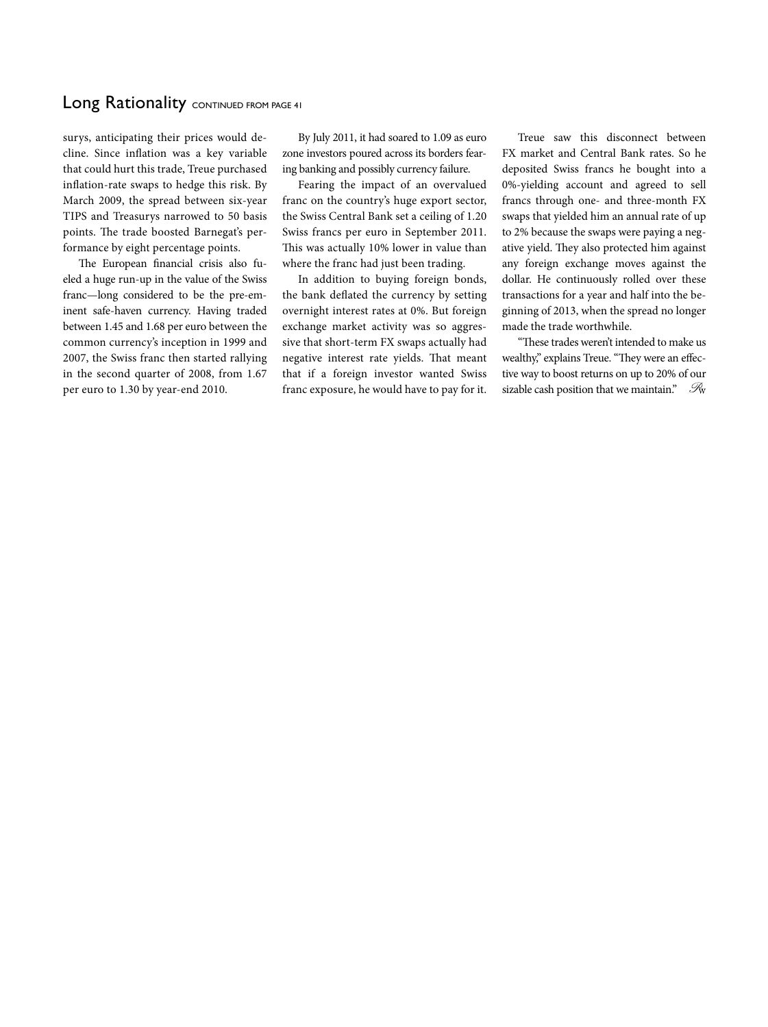surys, anticipating their prices would decline. Since inflation was a key variable that could hurt this trade, Treue purchased inflation-rate swaps to hedge this risk. By March 2009, the spread between six-year TIPS and Treasurys narrowed to 50 basis points. The trade boosted Barnegat's performance by eight percentage points.

The European financial crisis also fueled a huge run-up in the value of the Swiss franc—long considered to be the pre-eminent safe-haven currency. Having traded between 1.45 and 1.68 per euro between the common currency's inception in 1999 and 2007, the Swiss franc then started rallying in the second quarter of 2008, from 1.67 per euro to 1.30 by year-end 2010.

By July 2011, it had soared to 1.09 as euro zone investors poured across its borders fearing banking and possibly currency failure.

Fearing the impact of an overvalued franc on the country's huge export sector, the Swiss Central Bank set a ceiling of 1.20 Swiss francs per euro in September 2011. This was actually 10% lower in value than where the franc had just been trading.

In addition to buying foreign bonds, the bank deflated the currency by setting overnight interest rates at 0%. But foreign exchange market activity was so aggressive that short-term FX swaps actually had negative interest rate yields. That meant that if a foreign investor wanted Swiss franc exposure, he would have to pay for it.

Treue saw this disconnect between FX market and Central Bank rates. So he deposited Swiss francs he bought into a 0%-yielding account and agreed to sell francs through one- and three-month FX swaps that yielded him an annual rate of up to 2% because the swaps were paying a negative yield. They also protected him against any foreign exchange moves against the dollar. He continuously rolled over these transactions for a year and half into the beginning of 2013, when the spread no longer made the trade worthwhile.

"These trades weren't intended to make us wealthy," explains Treue. "They were an effective way to boost returns on up to 20% of our sizable cash position that we maintain."